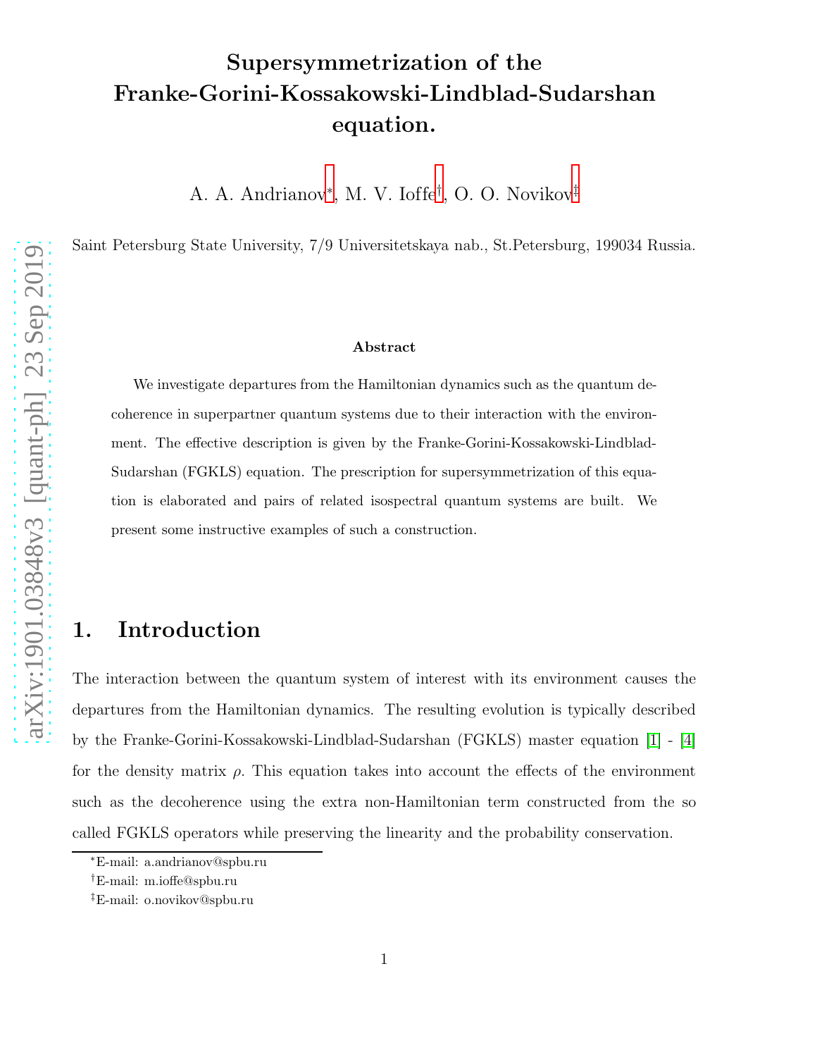# Supersymmetrization of the Franke-Gorini-Kossakowski-Lindblad-Sudarshan equation.

A. A. Andrianov[*], M. V. Ioffe[†], O. O. Novikov[‡]

Saint Petersburg State University, 7/9 Universitetskaya nab., St.Petersburg, 199034 Russia.

### Abstract

We investigate departures from the Hamiltonian dynamics such as the quantum decoherence in superpartner quantum systems due to their interaction with the environment. The effective description is given by the Franke-Gorini-Kossakowski-Lindblad-Sudarshan (FGKLS) equation. The prescription for supersymmetrization of this equation is elaborated and pairs of related isospectral quantum systems are built. We present some instructive examples of such a construction.

## 1. Introduction

The interaction between the quantum system of interest with its environment causes the departures from the Hamiltonian dynamics. The resulting evolution is typically described by the Franke-Gorini-Kossakowski-Lindblad-Sudarshan (FGKLS) master equation [1] - [4] for the density matrix $\rho$. This equation takes into account the effects of the environment such as the decoherence using the extra non-Hamiltonian term constructed from the so called FGKLS operators while preserving the linearity and the probability conservation.

[*]E-mail: a.andrianov@spbu.ru

[†]E-mail: m.ioffe@spbu.ru

[‡]E-mail: o.novikov@spbu.ru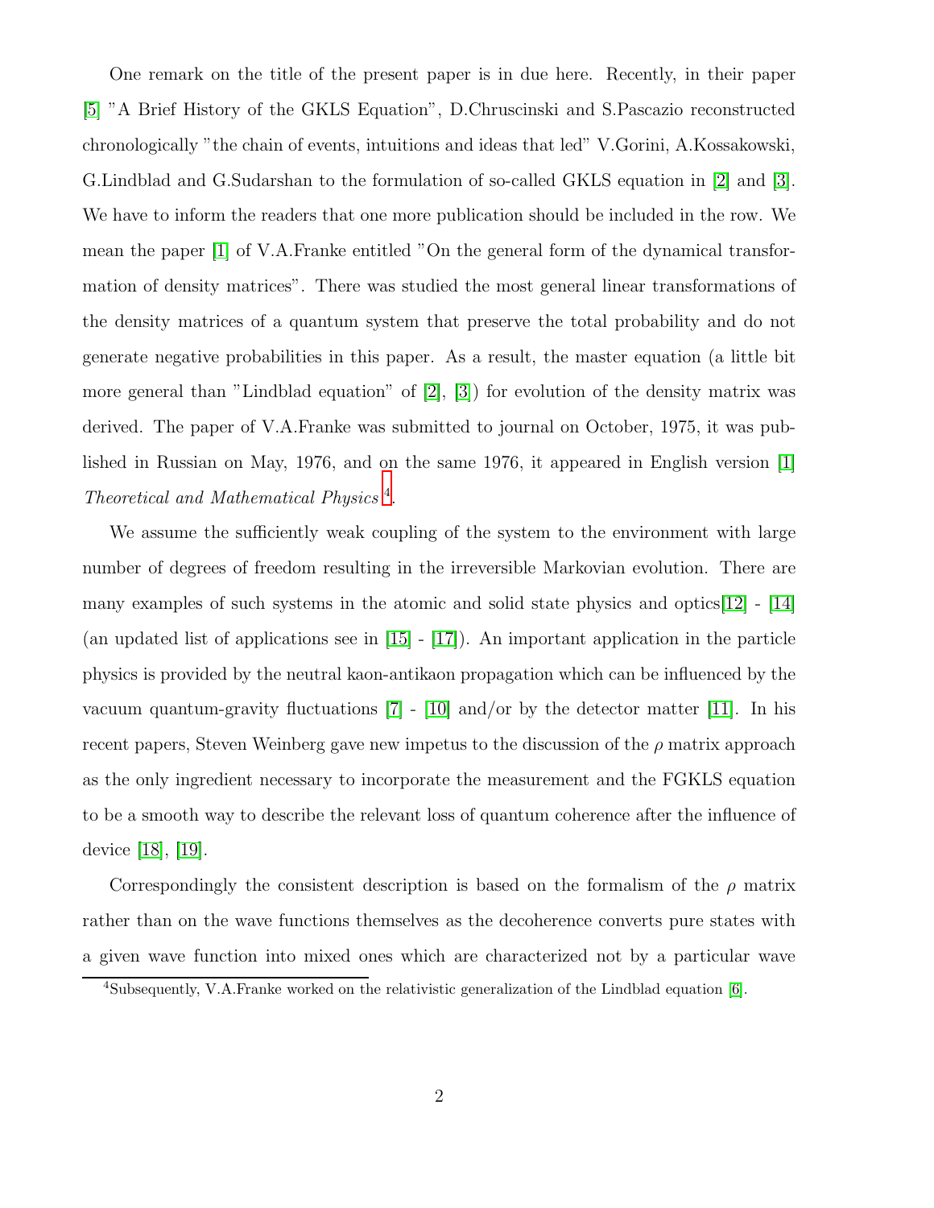One remark on the title of the present paper is in due here. Recently, in their paper [5] "A Brief History of the GKLS Equation", D.Chruscinski and S.Pascazio reconstructed chronologically "the chain of events, intuitions and ideas that led" V.Gorini, A.Kossakowski, G.Lindblad and G.Sudarshan to the formulation of so-called GKLS equation in [2] and [3]. We have to inform the readers that one more publication should be included in the row. We mean the paper [1] of V.A.Franke entitled "On the general form of the dynamical transformation of density matrices". There was studied the most general linear transformations of the density matrices of a quantum system that preserve the total probability and do not generate negative probabilities in this paper. As a result, the master equation (a little bit more general than "Lindblad equation" of [2], [3]) for evolution of the density matrix was derived. The paper of V.A.Franke was submitted to journal on October, 1975, it was published in Russian on May, 1976, and on the same 1976, it appeared in English version [1] *Theoretical and Mathematical Physics* [4].

We assume the sufficiently weak coupling of the system to the environment with large number of degrees of freedom resulting in the irreversible Markovian evolution. There are many examples of such systems in the atomic and solid state physics and optics[12] - [14] (an updated list of applications see in [15] - [17]). An important application in the particle physics is provided by the neutral kaon-antikaon propagation which can be influenced by the vacuum quantum-gravity fluctuations [7] - [10] and/or by the detector matter [11]. In his recent papers, Steven Weinberg gave new impetus to the discussion of the $\rho$ matrix approach as the only ingredient necessary to incorporate the measurement and the FGKLS equation to be a smooth way to describe the relevant loss of quantum coherence after the influence of device [18], [19].

Correspondingly the consistent description is based on the formalism of the $\rho$ matrix rather than on the wave functions themselves as the decoherence converts pure states with a given wave function into mixed ones which are characterized not by a particular wave

[4] Subsequently, V.A.Franke worked on the relativistic generalization of the Lindblad equation [6].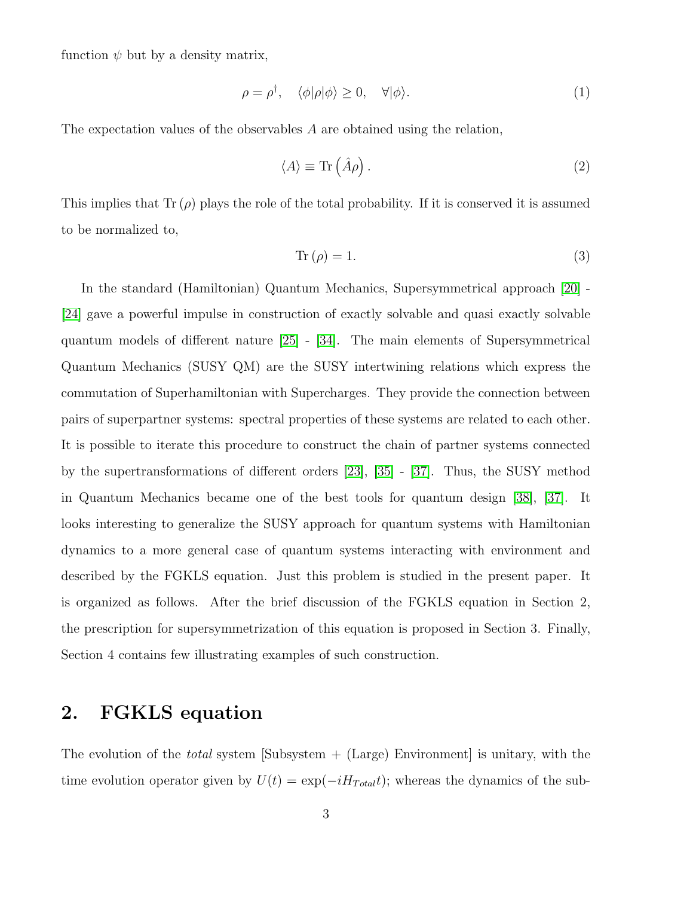function $\psi$ but by a density matrix,

$$\rho = \rho^\dagger, \quad \langle \phi | \rho | \phi \rangle \geq 0, \quad \forall |\phi\rangle. \tag{1}$$

The expectation values of the observables $A$ are obtained using the relation,

$$\langle A \rangle \equiv \mathrm{Tr}\left(\hat{A}\rho\right). \tag{2}$$

This implies that $\mathrm{Tr}\,(\rho)$ plays the role of the total probability. If it is conserved it is assumed to be normalized to,

$$\mathrm{Tr}\,(\rho) = 1. \tag{3}$$

In the standard (Hamiltonian) Quantum Mechanics, Supersymmetrical approach [20] - [24] gave a powerful impulse in construction of exactly solvable and quasi exactly solvable quantum models of different nature [25] - [34]. The main elements of Supersymmetrical Quantum Mechanics (SUSY QM) are the SUSY intertwining relations which express the commutation of Superhamiltonian with Supercharges. They provide the connection between pairs of superpartner systems: spectral properties of these systems are related to each other. It is possible to iterate this procedure to construct the chain of partner systems connected by the supertransformations of different orders [23], [35] - [37]. Thus, the SUSY method in Quantum Mechanics became one of the best tools for quantum design [38], [37]. It looks interesting to generalize the SUSY approach for quantum systems with Hamiltonian dynamics to a more general case of quantum systems interacting with environment and described by the FGKLS equation. Just this problem is studied in the present paper. It is organized as follows. After the brief discussion of the FGKLS equation in Section 2, the prescription for supersymmetrization of this equation is proposed in Section 3. Finally, Section 4 contains few illustrating examples of such construction.

## 2. FGKLS equation

The evolution of the *total* system [Subsystem + (Large) Environment] is unitary, with the time evolution operator given by $U(t) = \exp(-iH_{Total}t)$; whereas the dynamics of the sub-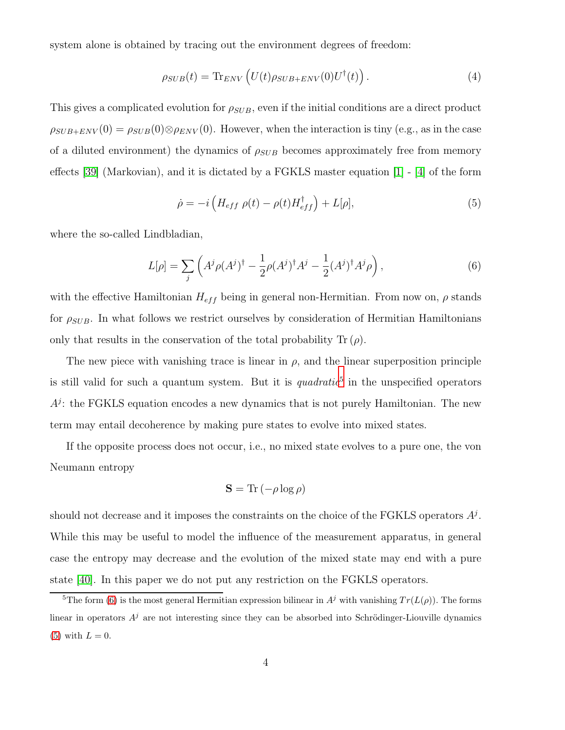system alone is obtained by tracing out the environment degrees of freedom:

$$\rho_{SUB}(t) = \mathrm{Tr}_{ENV}\left(U(t)\rho_{SUB+ENV}(0)U^{\dagger}(t)\right). \tag{4}$$

This gives a complicated evolution for $\rho_{SUB}$, even if the initial conditions are a direct product $\rho_{SUB+ENV}(0) = \rho_{SUB}(0)\otimes\rho_{ENV}(0)$. However, when the interaction is tiny (e.g., as in the case of a diluted environment) the dynamics of $\rho_{SUB}$ becomes approximately free from memory effects [39] (Markovian), and it is dictated by a FGKLS master equation [1] - [4] of the form

$$\dot{\rho} = -i\left(H_{eff}\;\rho(t) - \rho(t)H_{eff}^{\dagger}\right) + L[\rho], \tag{5}$$

where the so-called Lindbladian,

$$L[\rho] = \sum_j \left(A^j\rho(A^j)^{\dagger} - \frac{1}{2}\rho(A^j)^{\dagger}A^j - \frac{1}{2}(A^j)^{\dagger}A^j\rho\right), \tag{6}$$

with the effective Hamiltonian $H_{eff}$ being in general non-Hermitian. From now on, $\rho$ stands for $\rho_{SUB}$. In what follows we restrict ourselves by consideration of Hermitian Hamiltonians only that results in the conservation of the total probability $\mathrm{Tr}\,(\rho)$.

The new piece with vanishing trace is linear in $\rho$, and the linear superposition principle is still valid for such a quantum system. But it is *quadratic*[5] in the unspecified operators $A^j$: the FGKLS equation encodes a new dynamics that is not purely Hamiltonian. The new term may entail decoherence by making pure states to evolve into mixed states.

If the opposite process does not occur, i.e., no mixed state evolves to a pure one, the von Neumann entropy

$$\mathbf{S} = \mathrm{Tr}\left(-\rho\log\rho\right)$$

should not decrease and it imposes the constraints on the choice of the FGKLS operators $A^j$. While this may be useful to model the influence of the measurement apparatus, in general case the entropy may decrease and the evolution of the mixed state may end with a pure state [40]. In this paper we do not put any restriction on the FGKLS operators.

[5] The form (6) is the most general Hermitian expression bilinear in $A^j$ with vanishing $Tr(L(\rho))$. The forms linear in operators $A^j$ are not interesting since they can be absorbed into Schrödinger-Liouville dynamics (5) with $L = 0$.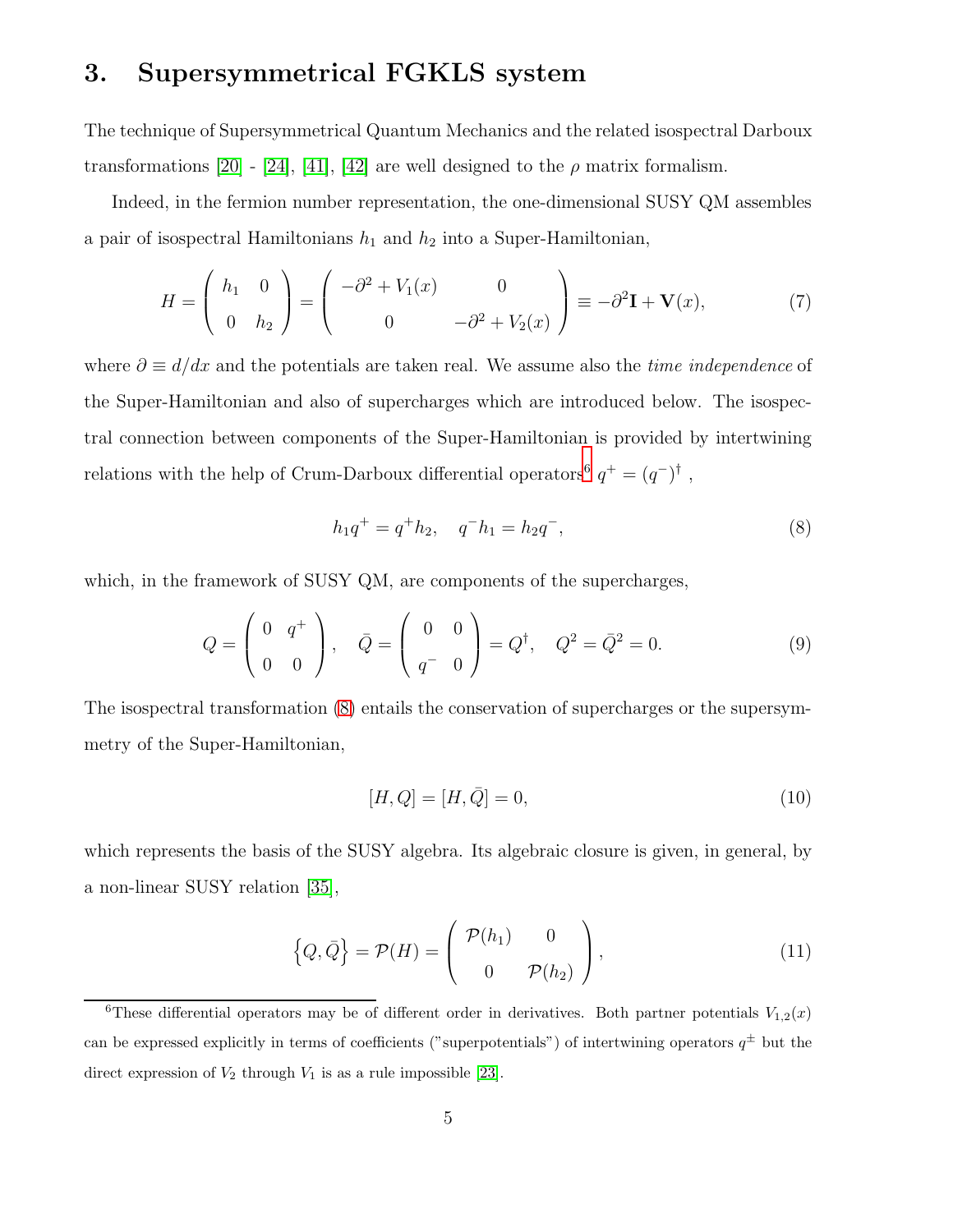# 3. Supersymmetrical FGKLS system

The technique of Supersymmetrical Quantum Mechanics and the related isospectral Darboux transformations [20] - [24], [41], [42] are well designed to the $\rho$ matrix formalism.

Indeed, in the fermion number representation, the one-dimensional SUSY QM assembles a pair of isospectral Hamiltonians $h_1$ and $h_2$ into a Super-Hamiltonian,

$$H = \begin{pmatrix} h_1 & 0 \\ 0 & h_2 \end{pmatrix} = \begin{pmatrix} -\partial^2 + V_1(x) & 0 \\ 0 & -\partial^2 + V_2(x) \end{pmatrix} \equiv -\partial^2 \mathbf{I} + \mathbf{V}(x), \tag{7}$$

where $\partial \equiv d/dx$ and the potentials are taken real. We assume also the *time independence* of the Super-Hamiltonian and also of supercharges which are introduced below. The isospectral connection between components of the Super-Hamiltonian is provided by intertwining relations with the help of Crum-Darboux differential operators[6] $q^+ = (q^-)^\dagger$ ,

$$h_1 q^+ = q^+ h_2, \quad q^- h_1 = h_2 q^-, \tag{8}$$

which, in the framework of SUSY QM, are components of the supercharges,

$$Q = \begin{pmatrix} 0 & q^+ \\ 0 & 0 \end{pmatrix}, \quad \bar{Q} = \begin{pmatrix} 0 & 0 \\ q^- & 0 \end{pmatrix} = Q^\dagger, \quad Q^2 = \bar{Q}^2 = 0. \tag{9}$$

The isospectral transformation (8) entails the conservation of supercharges or the supersymmetry of the Super-Hamiltonian,

$$[H, Q] = [H, \bar{Q}] = 0, \tag{10}$$

which represents the basis of the SUSY algebra. Its algebraic closure is given, in general, by a non-linear SUSY relation [35],

$$\left\{Q, \bar{Q}\right\} = \mathcal{P}(H) = \begin{pmatrix} \mathcal{P}(h_1) & 0 \\ 0 & \mathcal{P}(h_2) \end{pmatrix}, \tag{11}$$

[6] These differential operators may be of different order in derivatives. Both partner potentials $V_{1,2}(x)$ can be expressed explicitly in terms of coefficients ("superpotentials") of intertwining operators $q^\pm$ but the direct expression of $V_2$ through $V_1$ is as a rule impossible [23].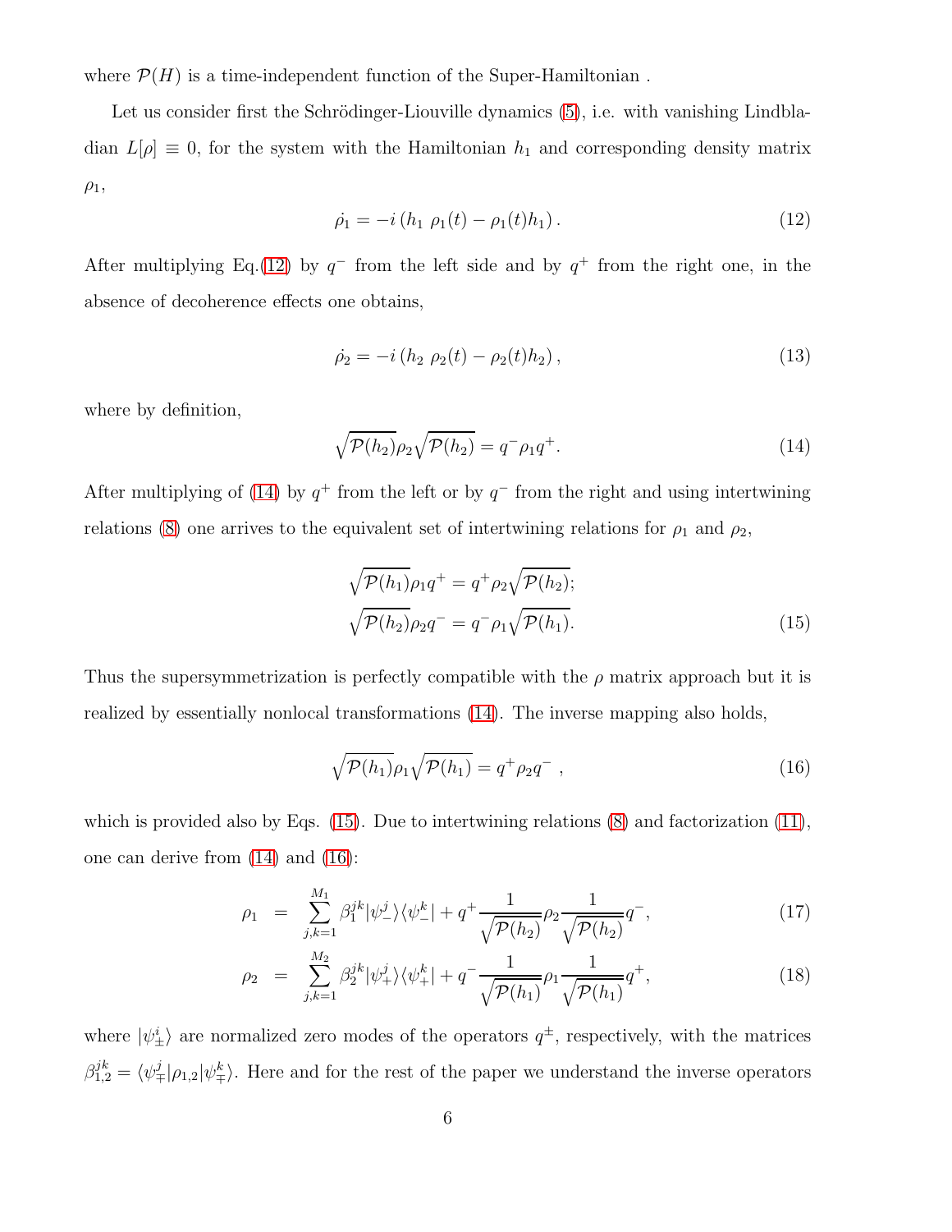where $\mathcal{P}(H)$ is a time-independent function of the Super-Hamiltonian .

Let us consider first the Schrödinger-Liouville dynamics (5), i.e. with vanishing Lindbladian $L[\rho] \equiv 0$, for the system with the Hamiltonian $h_1$ and corresponding density matrix $\rho_1$,

$$\dot{\rho}_1 = -i\left(h_1\ \rho_1(t) - \rho_1(t) h_1\right). \tag{12}$$

After multiplying Eq.(12) by $q^-$ from the left side and by $q^+$ from the right one, in the absence of decoherence effects one obtains,

$$\dot{\rho}_2 = -i\left(h_2\ \rho_2(t) - \rho_2(t) h_2\right), \tag{13}$$

where by definition,

$$\sqrt{\mathcal{P}(h_2)}\rho_2\sqrt{\mathcal{P}(h_2)} = q^-\rho_1 q^+. \tag{14}$$

After multiplying of (14) by $q^+$ from the left or by $q^-$ from the right and using intertwining relations (8) one arrives to the equivalent set of intertwining relations for $\rho_1$ and $\rho_2$,

$$\begin{aligned} \sqrt{\mathcal{P}(h_1)}\rho_1 q^+ &= q^+\rho_2\sqrt{\mathcal{P}(h_2)}; \\ \sqrt{\mathcal{P}(h_2)}\rho_2 q^- &= q^-\rho_1\sqrt{\mathcal{P}(h_1)}. \end{aligned} \tag{15}$$

Thus the supersymmetrization is perfectly compatible with the $\rho$ matrix approach but it is realized by essentially nonlocal transformations (14). The inverse mapping also holds,

$$\sqrt{\mathcal{P}(h_1)}\rho_1\sqrt{\mathcal{P}(h_1)} = q^+\rho_2 q^-\ , \tag{16}$$

which is provided also by Eqs. (15). Due to intertwining relations (8) and factorization (11), one can derive from (14) and (16):

$$\rho_1 = \sum_{j,k=1}^{M_1}\beta_1^{jk}|\psi_-^j\rangle\langle\psi_-^k| + q^+\frac{1}{\sqrt{\mathcal{P}(h_2)}}\rho_2\frac{1}{\sqrt{\mathcal{P}(h_2)}}q^-, \tag{17}$$

$$\rho_2 = \sum_{j,k=1}^{M_2}\beta_2^{jk}|\psi_+^j\rangle\langle\psi_+^k| + q^-\frac{1}{\sqrt{\mathcal{P}(h_1)}}\rho_1\frac{1}{\sqrt{\mathcal{P}(h_1)}}q^+, \tag{18}$$

where $|\psi_\pm^i\rangle$ are normalized zero modes of the operators $q^\pm$, respectively, with the matrices $\beta_{1,2}^{jk} = \langle\psi_\mp^j|\rho_{1,2}|\psi_\mp^k\rangle$. Here and for the rest of the paper we understand the inverse operators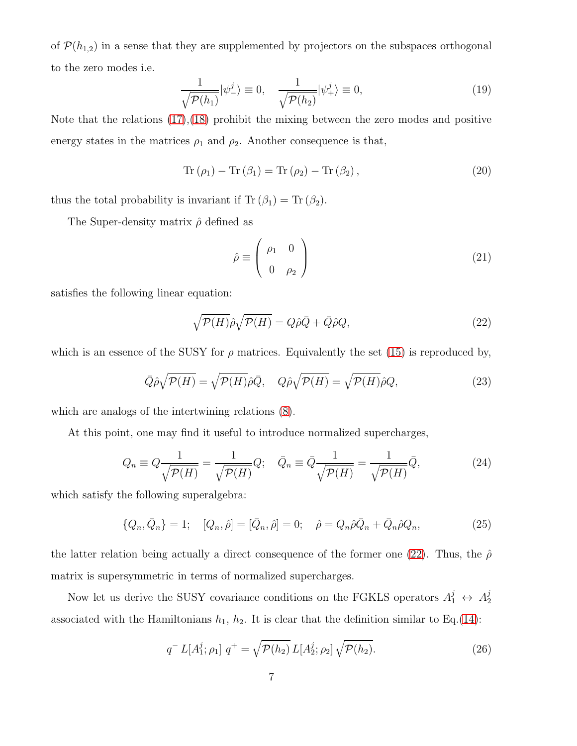of $\mathcal{P}(h_{1,2})$ in a sense that they are supplemented by projectors on the subspaces orthogonal to the zero modes i.e.

$$\frac{1}{\sqrt{\mathcal{P}(h_1)}}|\psi_-^j\rangle \equiv 0, \quad \frac{1}{\sqrt{\mathcal{P}(h_2)}}|\psi_+^j\rangle \equiv 0, \tag{19}$$

Note that the relations (17),(18) prohibit the mixing between the zero modes and positive energy states in the matrices $\rho_1$ and $\rho_2$. Another consequence is that,

$$\mathrm{Tr}\,(\rho_1) - \mathrm{Tr}\,(\beta_1) = \mathrm{Tr}\,(\rho_2) - \mathrm{Tr}\,(\beta_2)\,, \tag{20}$$

thus the total probability is invariant if $\mathrm{Tr}\,(\beta_1) = \mathrm{Tr}\,(\beta_2)$.

The Super-density matrix $\hat{\rho}$ defined as

$$\hat{\rho} \equiv \begin{pmatrix} \rho_1 & 0 \\ 0 & \rho_2 \end{pmatrix} \tag{21}$$

satisfies the following linear equation:

$$\sqrt{\mathcal{P}(H)}\hat{\rho}\sqrt{\mathcal{P}(H)} = Q\hat{\rho}\bar{Q} + \bar{Q}\hat{\rho}Q, \tag{22}$$

which is an essence of the SUSY for $\rho$ matrices. Equivalently the set (15) is reproduced by,

$$\bar{Q}\hat{\rho}\sqrt{\mathcal{P}(H)} = \sqrt{\mathcal{P}(H)}\hat{\rho}\bar{Q}, \quad Q\hat{\rho}\sqrt{\mathcal{P}(H)} = \sqrt{\mathcal{P}(H)}\hat{\rho}Q, \tag{23}$$

which are analogs of the intertwining relations (8).

At this point, one may find it useful to introduce normalized supercharges,

$$Q_n \equiv Q\frac{1}{\sqrt{\mathcal{P}(H)}} = \frac{1}{\sqrt{\mathcal{P}(H)}}Q; \quad \bar{Q}_n \equiv \bar{Q}\frac{1}{\sqrt{\mathcal{P}(H)}} = \frac{1}{\sqrt{\mathcal{P}(H)}}\bar{Q}, \tag{24}$$

which satisfy the following superalgebra:

$$\{Q_n, \bar{Q}_n\} = 1; \quad [Q_n, \hat{\rho}] = [\bar{Q}_n, \hat{\rho}] = 0; \quad \hat{\rho} = Q_n\hat{\rho}\bar{Q}_n + \bar{Q}_n\hat{\rho}Q_n, \tag{25}$$

the latter relation being actually a direct consequence of the former one (22). Thus, the $\hat{\rho}$ matrix is supersymmetric in terms of normalized supercharges.

Now let us derive the SUSY covariance conditions on the FGKLS operators $A_1^j \leftrightarrow A_2^j$ associated with the Hamiltonians $h_1$, $h_2$. It is clear that the definition similar to Eq.(14):

$$q^-\, L[A_1^j;\rho_1]\, q^+ = \sqrt{\mathcal{P}(h_2)}\, L[A_2^j;\rho_2]\, \sqrt{\mathcal{P}(h_2)}. \tag{26}$$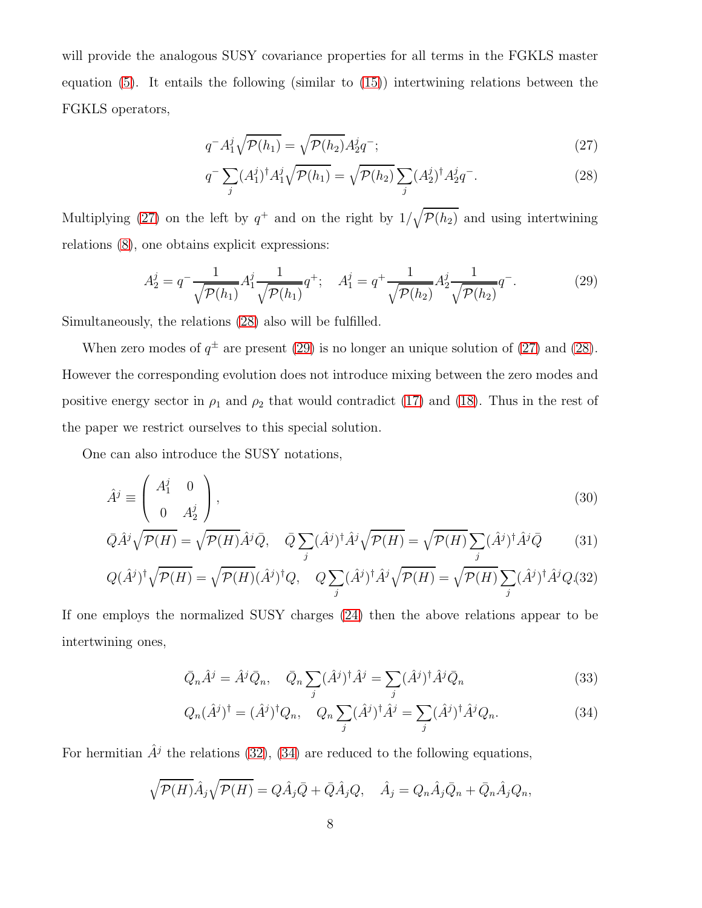will provide the analogous SUSY covariance properties for all terms in the FGKLS master equation (5). It entails the following (similar to (15)) intertwining relations between the FGKLS operators,

$$q^- A_1^j \sqrt{\mathcal{P}(h_1)} = \sqrt{\mathcal{P}(h_2)} A_2^j q^-; \tag{27}$$

$$q^- \sum_j (A_1^j)^\dagger A_1^j \sqrt{\mathcal{P}(h_1)} = \sqrt{\mathcal{P}(h_2)} \sum_j (A_2^j)^\dagger A_2^j q^-. \tag{28}$$

Multiplying (27) on the left by $q^+$ and on the right by $1/\sqrt{\mathcal{P}(h_2)}$ and using intertwining relations (8), one obtains explicit expressions:

$$A_2^j = q^- \frac{1}{\sqrt{\mathcal{P}(h_1)}} A_1^j \frac{1}{\sqrt{\mathcal{P}(h_1)}} q^+; \quad A_1^j = q^+ \frac{1}{\sqrt{\mathcal{P}(h_2)}} A_2^j \frac{1}{\sqrt{\mathcal{P}(h_2)}} q^-. \tag{29}$$

Simultaneously, the relations (28) also will be fulfilled.

When zero modes of $q^\pm$ are present (29) is no longer an unique solution of (27) and (28). However the corresponding evolution does not introduce mixing between the zero modes and positive energy sector in $\rho_1$ and $\rho_2$ that would contradict (17) and (18). Thus in the rest of the paper we restrict ourselves to this special solution.

One can also introduce the SUSY notations,

$$\hat{A}^j \equiv \begin{pmatrix} A_1^j & 0 \\ 0 & A_2^j \end{pmatrix}, \tag{30}$$

$$\bar{Q}\hat{A}^j \sqrt{\mathcal{P}(H)} = \sqrt{\mathcal{P}(H)} \hat{A}^j \bar{Q}, \quad \bar{Q} \sum_j (\hat{A}^j)^\dagger \hat{A}^j \sqrt{\mathcal{P}(H)} = \sqrt{\mathcal{P}(H)} \sum_j (\hat{A}^j)^\dagger \hat{A}^j \bar{Q} \tag{31}$$

$$Q(\hat{A}^j)^\dagger \sqrt{\mathcal{P}(H)} = \sqrt{\mathcal{P}(H)} (\hat{A}^j)^\dagger Q, \quad Q \sum_j (\hat{A}^j)^\dagger \hat{A}^j \sqrt{\mathcal{P}(H)} = \sqrt{\mathcal{P}(H)} \sum_j (\hat{A}^j)^\dagger \hat{A}^j Q. \tag{32}$$

If one employs the normalized SUSY charges (24) then the above relations appear to be intertwining ones,

$$\bar{Q}_n \hat{A}^j = \hat{A}^j \bar{Q}_n, \quad \bar{Q}_n \sum_j (\hat{A}^j)^\dagger \hat{A}^j = \sum_j (\hat{A}^j)^\dagger \hat{A}^j \bar{Q}_n \tag{33}$$

$$Q_n (\hat{A}^j)^\dagger = (\hat{A}^j)^\dagger Q_n, \quad Q_n \sum_j (\hat{A}^j)^\dagger \hat{A}^j = \sum_j (\hat{A}^j)^\dagger \hat{A}^j Q_n. \tag{34}$$

For hermitian $\hat{A}^j$ the relations (32), (34) are reduced to the following equations,

$$\sqrt{\mathcal{P}(H)} \hat{A}_j \sqrt{\mathcal{P}(H)} = Q \hat{A}_j \bar{Q} + \bar{Q} \hat{A}_j Q, \quad \hat{A}_j = Q_n \hat{A}_j \bar{Q}_n + \bar{Q}_n \hat{A}_j Q_n,$$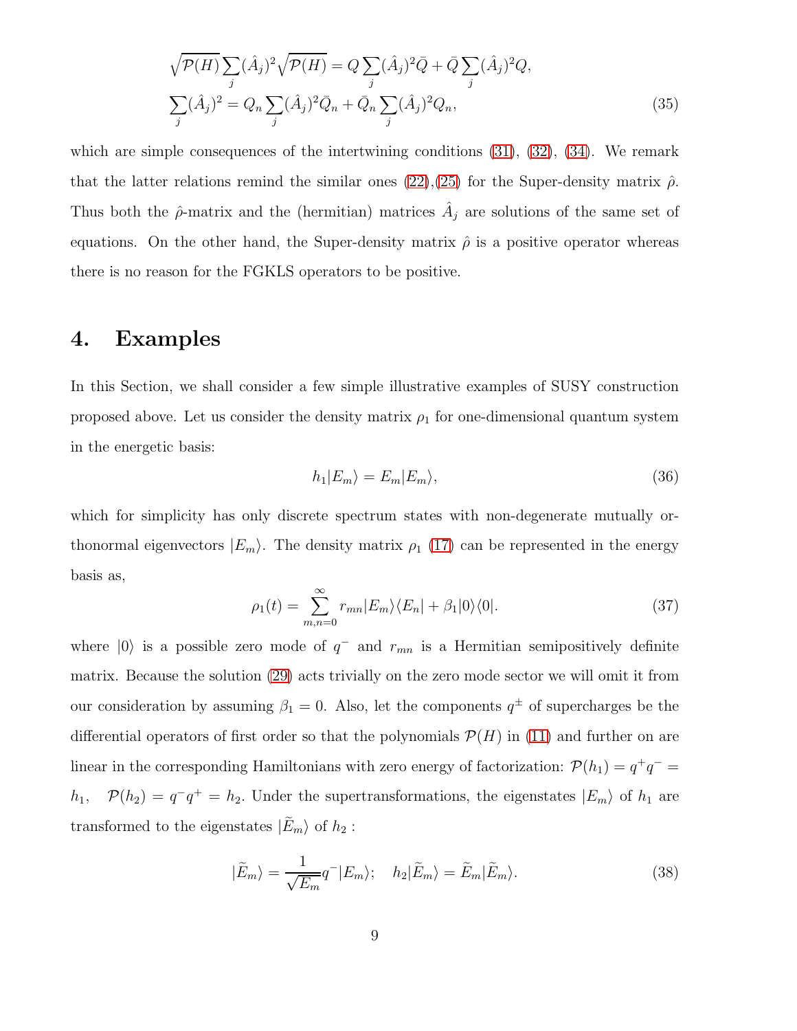$$
\sqrt{\mathcal{P}(H)}\sum_j(\hat{A}_j)^2\sqrt{\mathcal{P}(H)} = Q\sum_j(\hat{A}_j)^2\bar{Q} + \bar{Q}\sum_j(\hat{A}_j)^2 Q,
$$
$$
\sum_j(\hat{A}_j)^2 = Q_n\sum_j(\hat{A}_j)^2\bar{Q}_n + \bar{Q}_n\sum_j(\hat{A}_j)^2 Q_n, \tag{35}
$$

which are simple consequences of the intertwining conditions (31), (32), (34). We remark that the latter relations remind the similar ones (22),(25) for the Super-density matrix $\hat{\rho}$. Thus both the $\hat{\rho}$-matrix and the (hermitian) matrices $\hat{A}_j$ are solutions of the same set of equations. On the other hand, the Super-density matrix $\hat{\rho}$ is a positive operator whereas there is no reason for the FGKLS operators to be positive.

## 4. Examples

In this Section, we shall consider a few simple illustrative examples of SUSY construction proposed above. Let us consider the density matrix $\rho_1$ for one-dimensional quantum system in the energetic basis:

$$
h_1|E_m\rangle = E_m|E_m\rangle, \tag{36}
$$

which for simplicity has only discrete spectrum states with non-degenerate mutually orthonormal eigenvectors $|E_m\rangle$. The density matrix $\rho_1$ (17) can be represented in the energy basis as,

$$
\rho_1(t) = \sum_{m,n=0}^{\infty} r_{mn}|E_m\rangle\langle E_n| + \beta_1|0\rangle\langle 0|. \tag{37}
$$

where $|0\rangle$ is a possible zero mode of $q^-$ and $r_{mn}$ is a Hermitian semipositively definite matrix. Because the solution (29) acts trivially on the zero mode sector we will omit it from our consideration by assuming $\beta_1 = 0$. Also, let the components $q^\pm$ of supercharges be the differential operators of first order so that the polynomials $\mathcal{P}(H)$ in (11) and further on are linear in the corresponding Hamiltonians with zero energy of factorization: $\mathcal{P}(h_1) = q^+q^- = h_1, \quad \mathcal{P}(h_2) = q^-q^+ = h_2$. Under the supertransformations, the eigenstates $|E_m\rangle$ of $h_1$ are transformed to the eigenstates $|\widetilde{E}_m\rangle$ of $h_2$ :

$$
|\widetilde{E}_m\rangle = \frac{1}{\sqrt{E_m}}q^-|E_m\rangle; \quad h_2|\widetilde{E}_m\rangle = \widetilde{E}_m|\widetilde{E}_m\rangle. \tag{38}
$$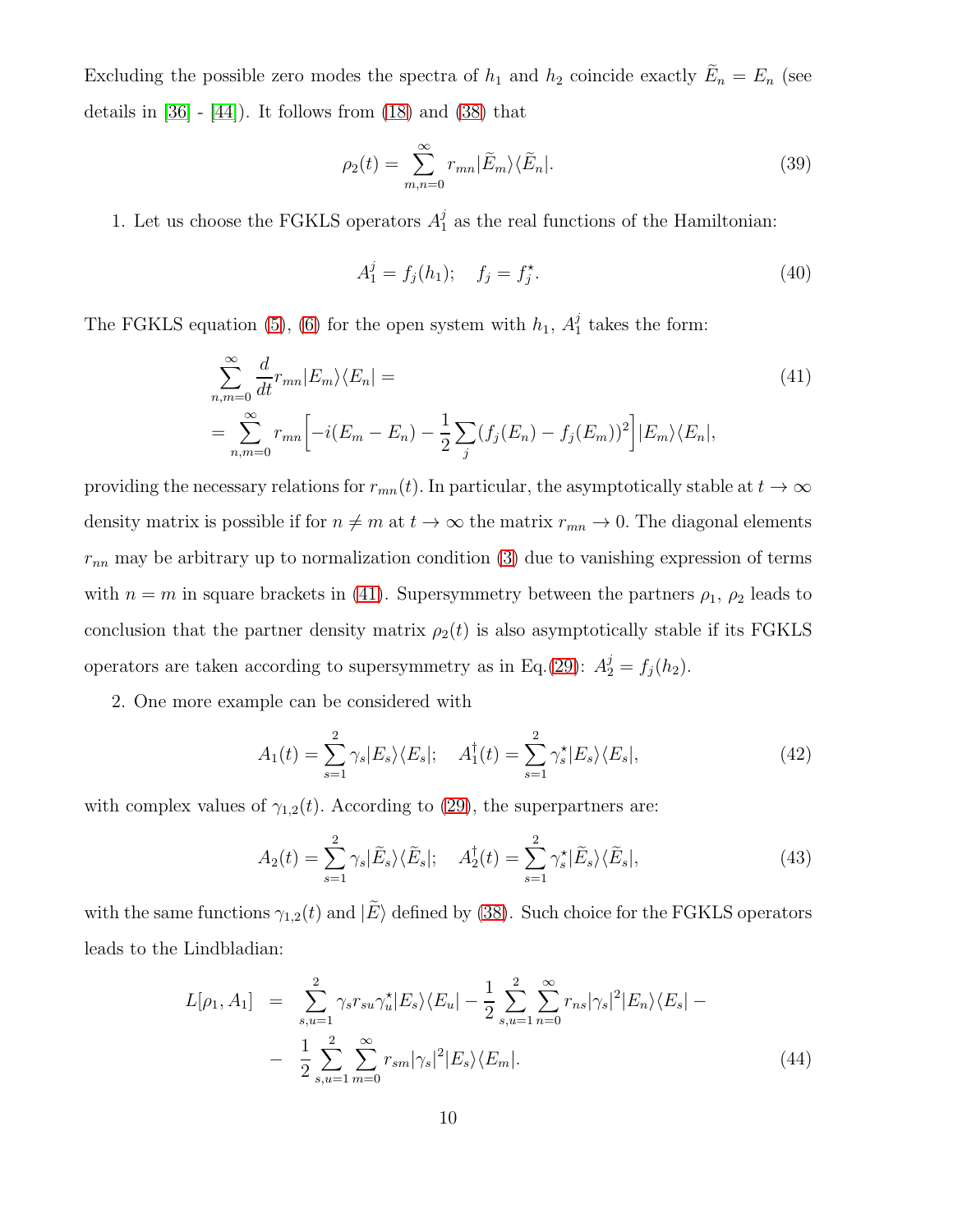Excluding the possible zero modes the spectra of $h_1$ and $h_2$ coincide exactly $\widetilde{E}_n = E_n$ (see details in [36] - [44]). It follows from (18) and (38) that

$$\rho_2(t) = \sum_{m,n=0}^{\infty} r_{mn} |\widetilde{E}_m\rangle\langle\widetilde{E}_n|. \tag{39}$$

1. Let us choose the FGKLS operators $A_1^j$ as the real functions of the Hamiltonian:

$$A_1^j = f_j(h_1); \quad f_j = f_j^\star. \tag{40}$$

The FGKLS equation (5), (6) for the open system with $h_1$, $A_1^j$ takes the form:

$$\begin{aligned} &\sum_{n,m=0}^{\infty} \frac{d}{dt} r_{mn} |E_m\rangle\langle E_n| = \\ &= \sum_{n,m=0}^{\infty} r_{mn}\Big[-i(E_m - E_n) - \frac{1}{2}\sum_j (f_j(E_n) - f_j(E_m))^2\Big] |E_m\rangle\langle E_n|, \end{aligned} \tag{41}$$

providing the necessary relations for $r_{mn}(t)$. In particular, the asymptotically stable at $t \to \infty$ density matrix is possible if for $n \neq m$ at $t \to \infty$ the matrix $r_{mn} \to 0$. The diagonal elements $r_{nn}$ may be arbitrary up to normalization condition (3) due to vanishing expression of terms with $n = m$ in square brackets in (41). Supersymmetry between the partners $\rho_1$, $\rho_2$ leads to conclusion that the partner density matrix $\rho_2(t)$ is also asymptotically stable if its FGKLS operators are taken according to supersymmetry as in Eq.(29): $A_2^j = f_j(h_2)$.

2. One more example can be considered with

$$A_1(t) = \sum_{s=1}^{2} \gamma_s |E_s\rangle\langle E_s|; \quad A_1^\dagger(t) = \sum_{s=1}^{2} \gamma_s^\star |E_s\rangle\langle E_s|, \tag{42}$$

with complex values of $\gamma_{1,2}(t)$. According to (29), the superpartners are:

$$A_2(t) = \sum_{s=1}^{2} \gamma_s |\widetilde{E}_s\rangle\langle\widetilde{E}_s|; \quad A_2^\dagger(t) = \sum_{s=1}^{2} \gamma_s^\star |\widetilde{E}_s\rangle\langle\widetilde{E}_s|, \tag{43}$$

with the same functions $\gamma_{1,2}(t)$ and $|\widetilde{E}\rangle$ defined by (38). Such choice for the FGKLS operators leads to the Lindbladian:

$$\begin{aligned} L[\rho_1, A_1] &= \sum_{s,u=1}^{2} \gamma_s r_{su} \gamma_u^\star |E_s\rangle\langle E_u| - \frac{1}{2}\sum_{s,u=1}^{2}\sum_{n=0}^{\infty} r_{ns}|\gamma_s|^2 |E_n\rangle\langle E_s| - \\ &- \frac{1}{2}\sum_{s,u=1}^{2}\sum_{m=0}^{\infty} r_{sm}|\gamma_s|^2 |E_s\rangle\langle E_m|. \end{aligned} \tag{44}$$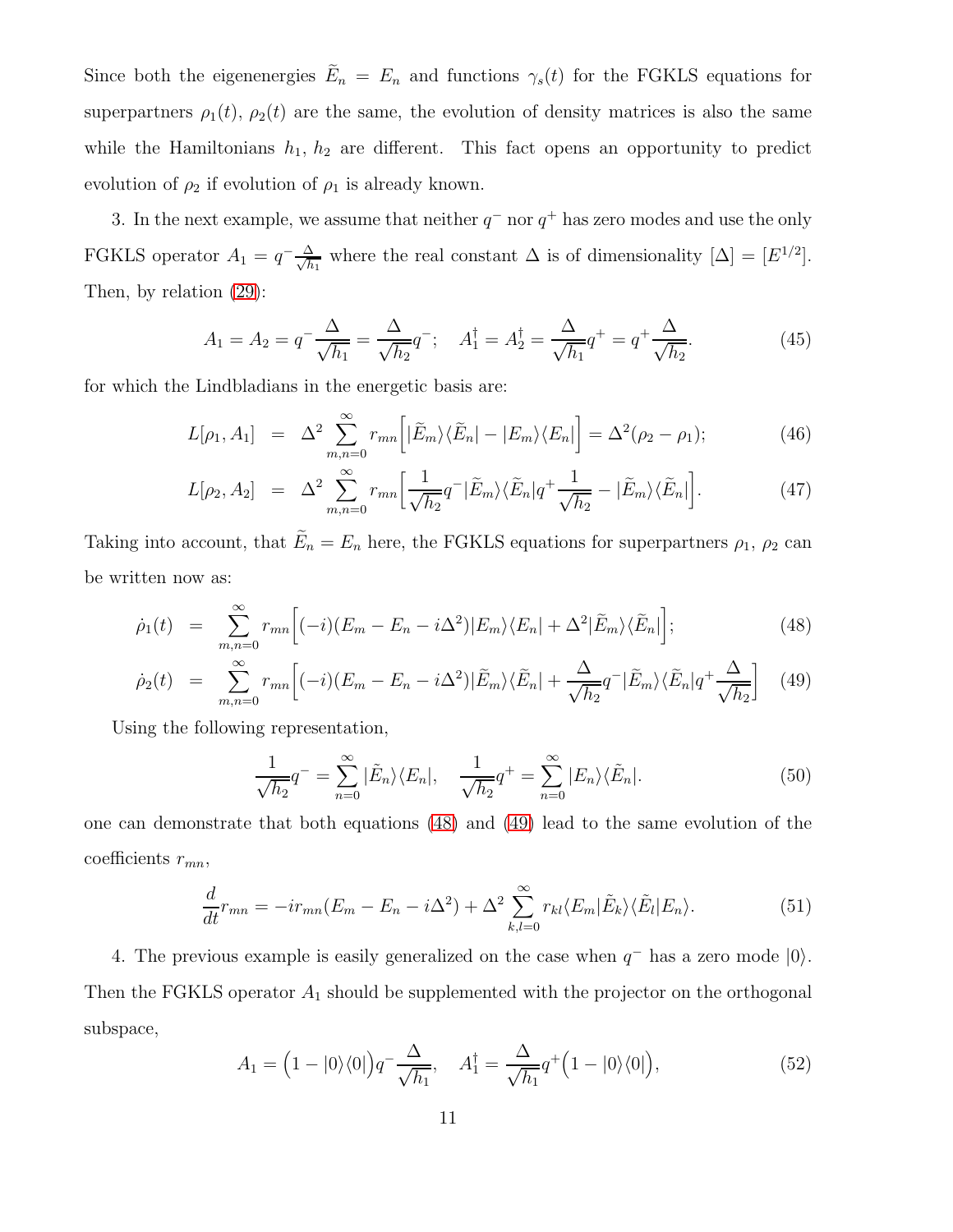Since both the eigenenergies $\widetilde{E}_n = E_n$ and functions $\gamma_s(t)$ for the FGKLS equations for superpartners $\rho_1(t)$, $\rho_2(t)$ are the same, the evolution of density matrices is also the same while the Hamiltonians $h_1$, $h_2$ are different. This fact opens an opportunity to predict evolution of $\rho_2$ if evolution of $\rho_1$ is already known.

3. In the next example, we assume that neither $q^-$ nor $q^+$ has zero modes and use the only FGKLS operator $A_1 = q^- \frac{\Delta}{\sqrt{h_1}}$ where the real constant $\Delta$ is of dimensionality $[\Delta] = [E^{1/2}]$. Then, by relation (29):

$$A_1 = A_2 = q^- \frac{\Delta}{\sqrt{h_1}} = \frac{\Delta}{\sqrt{h_2}} q^-; \quad A_1^\dagger = A_2^\dagger = \frac{\Delta}{\sqrt{h_1}} q^+ = q^+ \frac{\Delta}{\sqrt{h_2}}. \tag{45}$$

for which the Lindbladians in the energetic basis are:

$$L[\rho_1, A_1] = \Delta^2 \sum_{m,n=0}^{\infty} r_{mn} \Big[ |\widetilde{E}_m\rangle\langle\widetilde{E}_n| - |E_m\rangle\langle E_n| \Big] = \Delta^2(\rho_2 - \rho_1); \tag{46}$$

$$L[\rho_2, A_2] = \Delta^2 \sum_{m,n=0}^{\infty} r_{mn} \Big[ \frac{1}{\sqrt{h_2}} q^- |\widetilde{E}_m\rangle\langle\widetilde{E}_n| q^+ \frac{1}{\sqrt{h_2}} - |\widetilde{E}_m\rangle\langle\widetilde{E}_n| \Big]. \tag{47}$$

Taking into account, that $\widetilde{E}_n = E_n$ here, the FGKLS equations for superpartners $\rho_1$, $\rho_2$ can be written now as:

$$\dot{\rho}_1(t) = \sum_{m,n=0}^{\infty} r_{mn} \Big[ (-i)(E_m - E_n - i\Delta^2) |E_m\rangle\langle E_n| + \Delta^2 |\widetilde{E}_m\rangle\langle\widetilde{E}_n| \Big]; \tag{48}$$

$$\dot{\rho}_2(t) = \sum_{m,n=0}^{\infty} r_{mn} \Big[ (-i)(E_m - E_n - i\Delta^2) |\widetilde{E}_m\rangle\langle\widetilde{E}_n| + \frac{\Delta}{\sqrt{h_2}} q^- |\widetilde{E}_m\rangle\langle\widetilde{E}_n| q^+ \frac{\Delta}{\sqrt{h_2}} \Big] \tag{49}$$

Using the following representation,

$$\frac{1}{\sqrt{h_2}} q^- = \sum_{n=0}^{\infty} |\widetilde{E}_n\rangle\langle E_n|, \quad \frac{1}{\sqrt{h_2}} q^+ = \sum_{n=0}^{\infty} |E_n\rangle\langle\widetilde{E}_n|. \tag{50}$$

one can demonstrate that both equations (48) and (49) lead to the same evolution of the coefficients $r_{mn}$,

$$\frac{d}{dt} r_{mn} = -i r_{mn}(E_m - E_n - i\Delta^2) + \Delta^2 \sum_{k,l=0}^{\infty} r_{kl} \langle E_m|\widetilde{E}_k\rangle\langle\widetilde{E}_l|E_n\rangle. \tag{51}$$

4. The previous example is easily generalized on the case when $q^-$ has a zero mode $|0\rangle$. Then the FGKLS operator $A_1$ should be supplemented with the projector on the orthogonal subspace,

$$A_1 = \Big(1 - |0\rangle\langle 0|\Big) q^- \frac{\Delta}{\sqrt{h_1}}, \quad A_1^\dagger = \frac{\Delta}{\sqrt{h_1}} q^+ \Big(1 - |0\rangle\langle 0|\Big), \tag{52}$$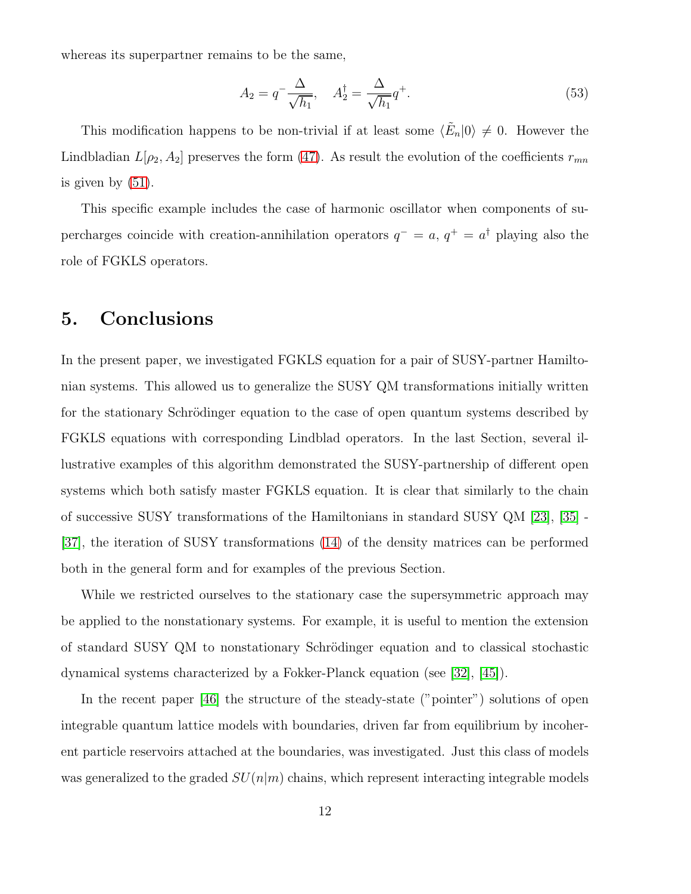whereas its superpartner remains to be the same,

$$A_2 = q^- \frac{\Delta}{\sqrt{h_1}}, \quad A_2^\dagger = \frac{\Delta}{\sqrt{h_1}} q^+. \tag{53}$$

This modification happens to be non-trivial if at least some $\langle \tilde{E}_n | 0 \rangle \neq 0$. However the Lindbladian $L[\rho_2, A_2]$ preserves the form (47). As result the evolution of the coefficients $r_{mn}$ is given by (51).

This specific example includes the case of harmonic oscillator when components of supercharges coincide with creation-annihilation operators $q^- = a$, $q^+ = a^\dagger$ playing also the role of FGKLS operators.

# 5. Conclusions

In the present paper, we investigated FGKLS equation for a pair of SUSY-partner Hamiltonian systems. This allowed us to generalize the SUSY QM transformations initially written for the stationary Schrödinger equation to the case of open quantum systems described by FGKLS equations with corresponding Lindblad operators. In the last Section, several illustrative examples of this algorithm demonstrated the SUSY-partnership of different open systems which both satisfy master FGKLS equation. It is clear that similarly to the chain of successive SUSY transformations of the Hamiltonians in standard SUSY QM [23], [35] - [37], the iteration of SUSY transformations (14) of the density matrices can be performed both in the general form and for examples of the previous Section.

While we restricted ourselves to the stationary case the supersymmetric approach may be applied to the nonstationary systems. For example, it is useful to mention the extension of standard SUSY QM to nonstationary Schrödinger equation and to classical stochastic dynamical systems characterized by a Fokker-Planck equation (see [32], [45]).

In the recent paper [46] the structure of the steady-state ("pointer") solutions of open integrable quantum lattice models with boundaries, driven far from equilibrium by incoherent particle reservoirs attached at the boundaries, was investigated. Just this class of models was generalized to the graded $SU(n|m)$ chains, which represent interacting integrable models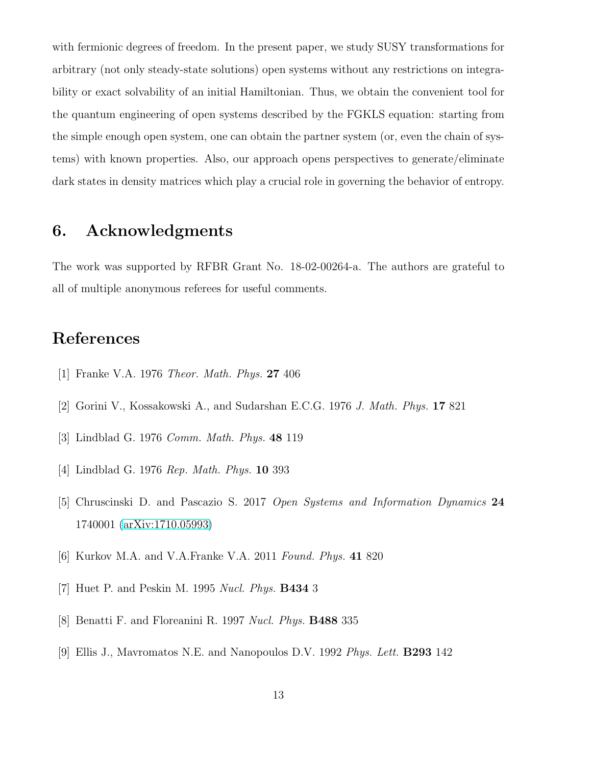with fermionic degrees of freedom. In the present paper, we study SUSY transformations for arbitrary (not only steady-state solutions) open systems without any restrictions on integrability or exact solvability of an initial Hamiltonian. Thus, we obtain the convenient tool for the quantum engineering of open systems described by the FGKLS equation: starting from the simple enough open system, one can obtain the partner system (or, even the chain of systems) with known properties. Also, our approach opens perspectives to generate/eliminate dark states in density matrices which play a crucial role in governing the behavior of entropy.

## 6. Acknowledgments

The work was supported by RFBR Grant No. 18-02-00264-a. The authors are grateful to all of multiple anonymous referees for useful comments.

## References

[1] Franke V.A. 1976 *Theor. Math. Phys.* **27** 406

[2] Gorini V., Kossakowski A., and Sudarshan E.C.G. 1976 *J. Math. Phys.* **17** 821

[3] Lindblad G. 1976 *Comm. Math. Phys.* **48** 119

[4] Lindblad G. 1976 *Rep. Math. Phys.* **10** 393

[5] Chruscinski D. and Pascazio S. 2017 *Open Systems and Information Dynamics* **24** 1740001 (arXiv:1710.05993)

[6] Kurkov M.A. and V.A.Franke V.A. 2011 *Found. Phys.* **41** 820

[7] Huet P. and Peskin M. 1995 *Nucl. Phys.* **B434** 3

[8] Benatti F. and Floreanini R. 1997 *Nucl. Phys.* **B488** 335

[9] Ellis J., Mavromatos N.E. and Nanopoulos D.V. 1992 *Phys. Lett.* **B293** 142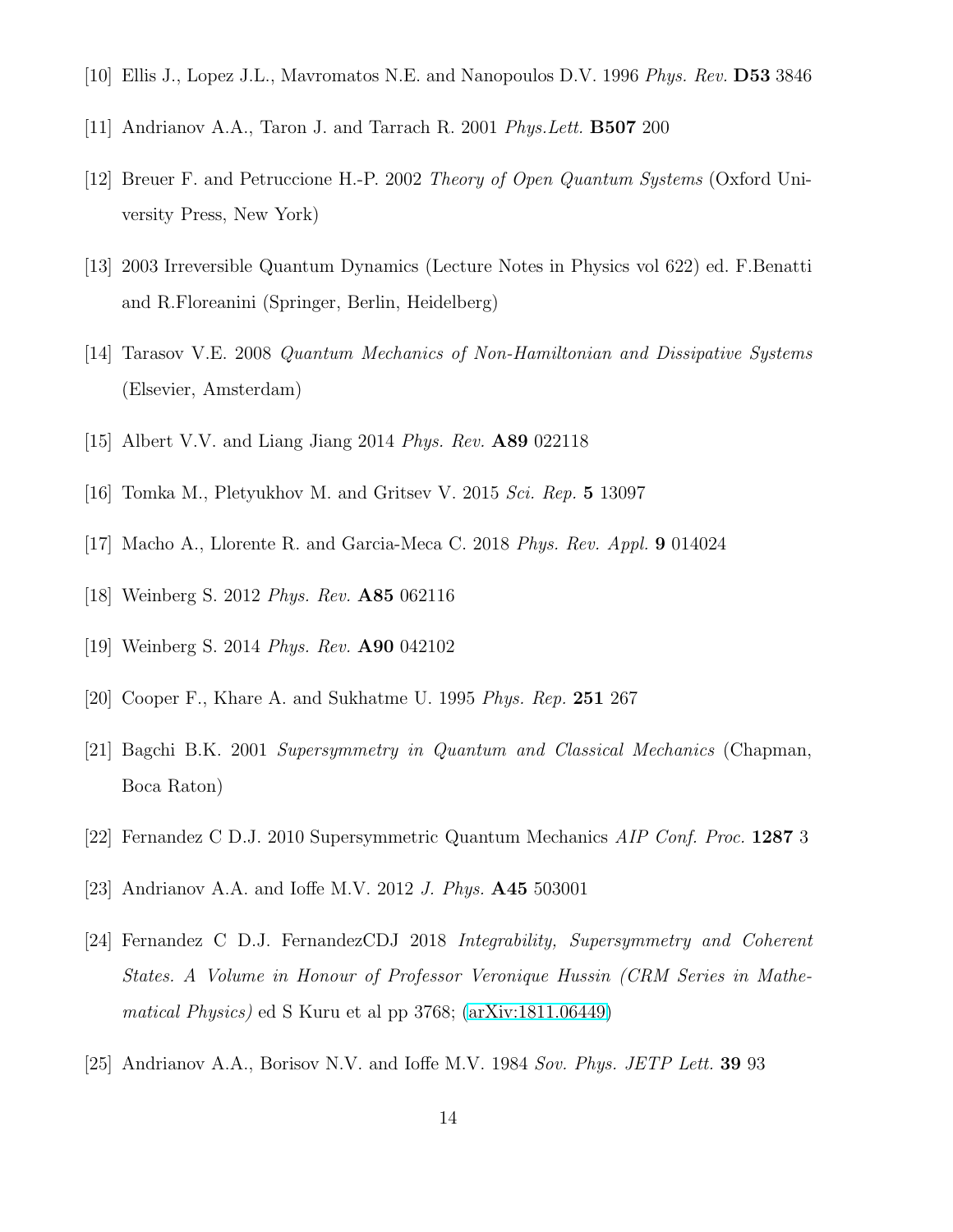[10] Ellis J., Lopez J.L., Mavromatos N.E. and Nanopoulos D.V. 1996 *Phys. Rev.* **D53** 3846

[11] Andrianov A.A., Taron J. and Tarrach R. 2001 *Phys.Lett.* **B507** 200

[12] Breuer F. and Petruccione H.-P. 2002 *Theory of Open Quantum Systems* (Oxford University Press, New York)

[13] 2003 Irreversible Quantum Dynamics (Lecture Notes in Physics vol 622) ed. F.Benatti and R.Floreanini (Springer, Berlin, Heidelberg)

[14] Tarasov V.E. 2008 *Quantum Mechanics of Non-Hamiltonian and Dissipative Systems* (Elsevier, Amsterdam)

[15] Albert V.V. and Liang Jiang 2014 *Phys. Rev.* **A89** 022118

[16] Tomka M., Pletyukhov M. and Gritsev V. 2015 *Sci. Rep.* **5** 13097

[17] Macho A., Llorente R. and Garcia-Meca C. 2018 *Phys. Rev. Appl.* **9** 014024

[18] Weinberg S. 2012 *Phys. Rev.* **A85** 062116

[19] Weinberg S. 2014 *Phys. Rev.* **A90** 042102

[20] Cooper F., Khare A. and Sukhatme U. 1995 *Phys. Rep.* **251** 267

[21] Bagchi B.K. 2001 *Supersymmetry in Quantum and Classical Mechanics* (Chapman, Boca Raton)

[22] Fernandez C D.J. 2010 Supersymmetric Quantum Mechanics *AIP Conf. Proc.* **1287** 3

[23] Andrianov A.A. and Ioffe M.V. 2012 *J. Phys.* **A45** 503001

[24] Fernandez C D.J. FernandezCDJ 2018 *Integrability, Supersymmetry and Coherent States. A Volume in Honour of Professor Veronique Hussin (CRM Series in Mathematical Physics)* ed S Kuru et al pp 3768; (arXiv:1811.06449)

[25] Andrianov A.A., Borisov N.V. and Ioffe M.V. 1984 *Sov. Phys. JETP Lett.* **39** 93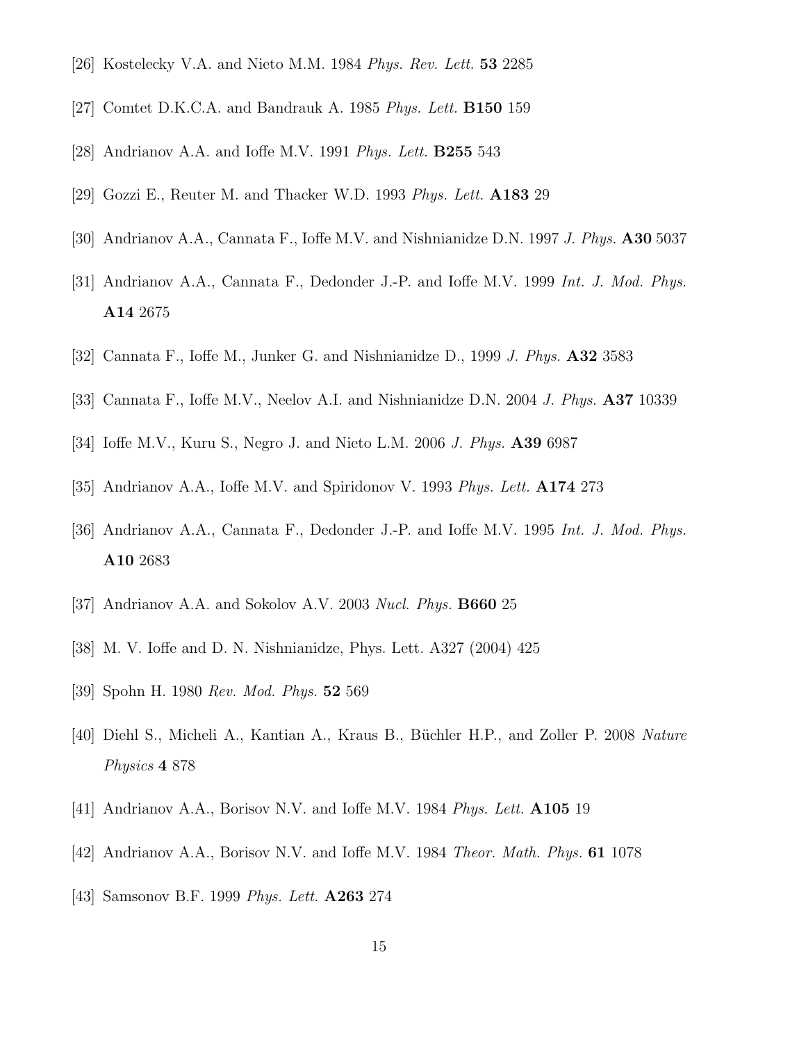[26] Kostelecky V.A. and Nieto M.M. 1984 *Phys. Rev. Lett.* **53** 2285

[27] Comtet D.K.C.A. and Bandrauk A. 1985 *Phys. Lett.* **B150** 159

[28] Andrianov A.A. and Ioffe M.V. 1991 *Phys. Lett.* **B255** 543

[29] Gozzi E., Reuter M. and Thacker W.D. 1993 *Phys. Lett.* **A183** 29

[30] Andrianov A.A., Cannata F., Ioffe M.V. and Nishnianidze D.N. 1997 *J. Phys.* **A30** 5037

[31] Andrianov A.A., Cannata F., Dedonder J.-P. and Ioffe M.V. 1999 *Int. J. Mod. Phys.* **A14** 2675

[32] Cannata F., Ioffe M., Junker G. and Nishnianidze D., 1999 *J. Phys.* **A32** 3583

[33] Cannata F., Ioffe M.V., Neelov A.I. and Nishnianidze D.N. 2004 *J. Phys.* **A37** 10339

[34] Ioffe M.V., Kuru S., Negro J. and Nieto L.M. 2006 *J. Phys.* **A39** 6987

[35] Andrianov A.A., Ioffe M.V. and Spiridonov V. 1993 *Phys. Lett.* **A174** 273

[36] Andrianov A.A., Cannata F., Dedonder J.-P. and Ioffe M.V. 1995 *Int. J. Mod. Phys.* **A10** 2683

[37] Andrianov A.A. and Sokolov A.V. 2003 *Nucl. Phys.* **B660** 25

[38] M. V. Ioffe and D. N. Nishnianidze, Phys. Lett. A327 (2004) 425

[39] Spohn H. 1980 *Rev. Mod. Phys.* **52** 569

[40] Diehl S., Micheli A., Kantian A., Kraus B., Büchler H.P., and Zoller P. 2008 *Nature Physics* **4** 878

[41] Andrianov A.A., Borisov N.V. and Ioffe M.V. 1984 *Phys. Lett.* **A105** 19

[42] Andrianov A.A., Borisov N.V. and Ioffe M.V. 1984 *Theor. Math. Phys.* **61** 1078

[43] Samsonov B.F. 1999 *Phys. Lett.* **A263** 274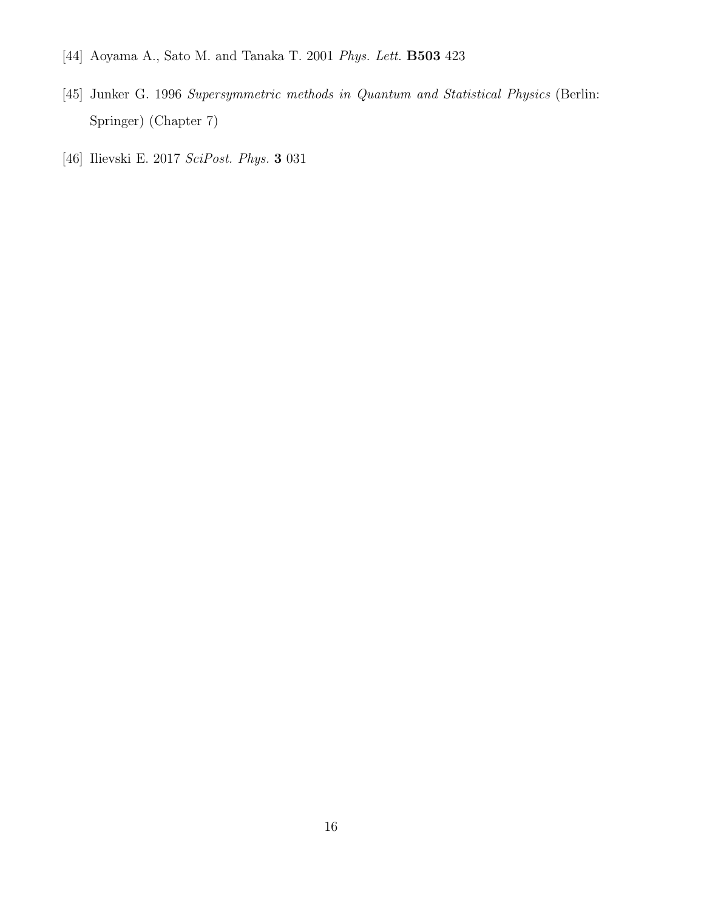[44] Aoyama A., Sato M. and Tanaka T. 2001 *Phys. Lett.* **B503** 423

[45] Junker G. 1996 *Supersymmetric methods in Quantum and Statistical Physics* (Berlin: Springer) (Chapter 7)

[46] Ilievski E. 2017 *SciPost. Phys.* **3** 031